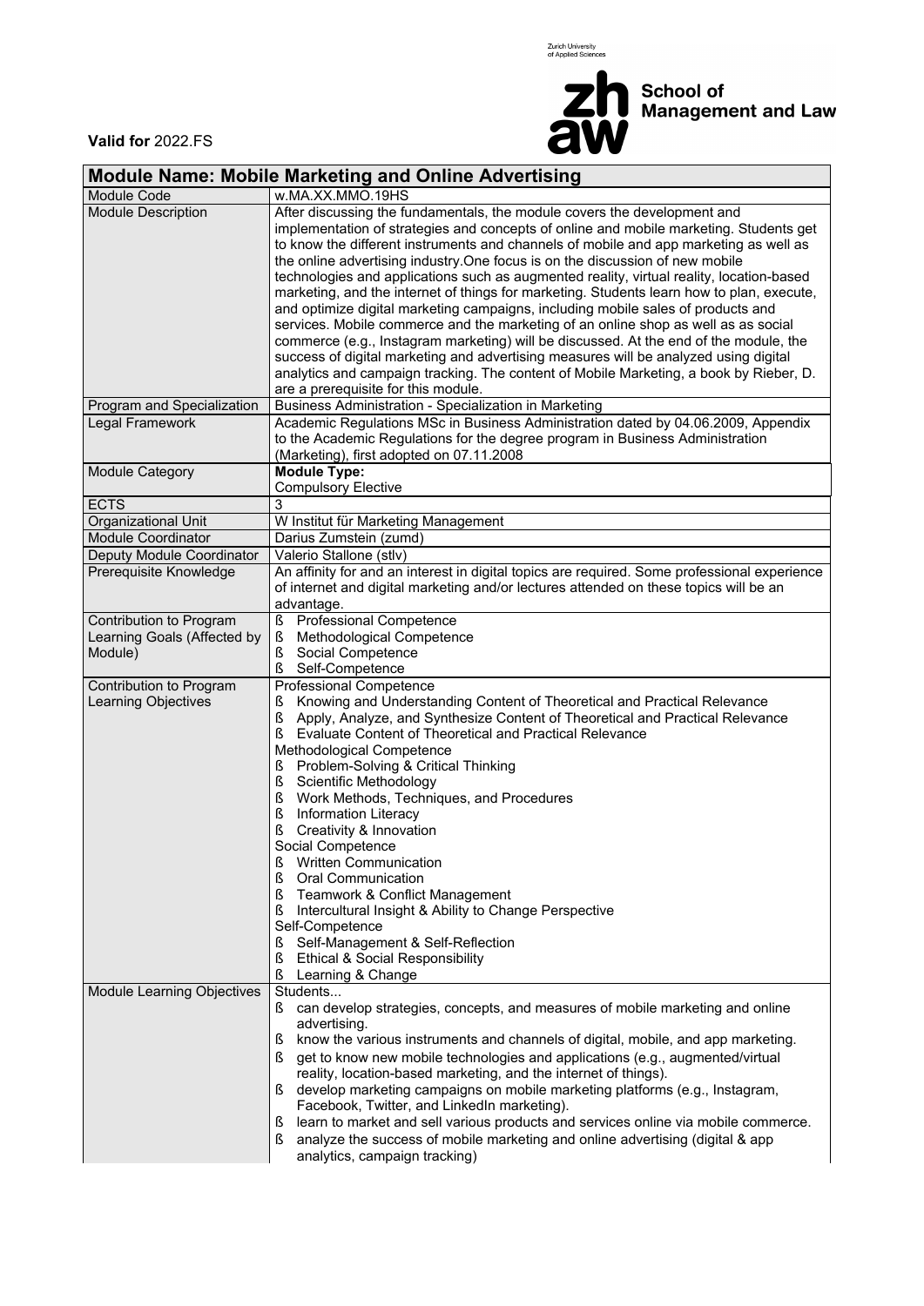**Valid for** 2022.FS

Zurich University of Applied Sciences

**School of Management and Law**

## Module Name: Mobile Marketing and Online Advertising

| | |
|---|---|
| Module Code | w.MA.XX.MMO.19HS |
| Module Description | After discussing the fundamentals, the module covers the development and implementation of strategies and concepts of online and mobile marketing. Students get to know the different instruments and channels of mobile and app marketing as well as the online advertising industry.One focus is on the discussion of new mobile technologies and applications such as augmented reality, virtual reality, location-based marketing, and the internet of things for marketing. Students learn how to plan, execute, and optimize digital marketing campaigns, including mobile sales of products and services. Mobile commerce and the marketing of an online shop as well as as social commerce (e.g., Instagram marketing) will be discussed. At the end of the module, the success of digital marketing and advertising measures will be analyzed using digital analytics and campaign tracking. The content of Mobile Marketing, a book by Rieber, D. are a prerequisite for this module. |
| Program and Specialization | Business Administration - Specialization in Marketing |
| Legal Framework | Academic Regulations MSc in Business Administration dated by 04.06.2009, Appendix to the Academic Regulations for the degree program in Business Administration (Marketing), first adopted on 07.11.2008 |
| Module Category | **Module Type:**<br>Compulsory Elective |
| ECTS | 3 |
| Organizational Unit | W Institut für Marketing Management |
| Module Coordinator | Darius Zumstein (zumd) |
| Deputy Module Coordinator | Valerio Stallone (stlv) |
| Prerequisite Knowledge | An affinity for and an interest in digital topics are required. Some professional experience of internet and digital marketing and/or lectures attended on these topics will be an advantage. |
| Contribution to Program Learning Goals (Affected by Module) | ß Professional Competence<br>ß Methodological Competence<br>ß Social Competence<br>ß Self-Competence |
| Contribution to Program Learning Objectives | Professional Competence<br>ß Knowing and Understanding Content of Theoretical and Practical Relevance<br>ß Apply, Analyze, and Synthesize Content of Theoretical and Practical Relevance<br>ß Evaluate Content of Theoretical and Practical Relevance<br>Methodological Competence<br>ß Problem-Solving & Critical Thinking<br>ß Scientific Methodology<br>ß Work Methods, Techniques, and Procedures<br>ß Information Literacy<br>ß Creativity & Innovation<br>Social Competence<br>ß Written Communication<br>ß Oral Communication<br>ß Teamwork & Conflict Management<br>ß Intercultural Insight & Ability to Change Perspective<br>Self-Competence<br>ß Self-Management & Self-Reflection<br>ß Ethical & Social Responsibility<br>ß Learning & Change |
| Module Learning Objectives | Students...<br>ß can develop strategies, concepts, and measures of mobile marketing and online advertising.<br>ß know the various instruments and channels of digital, mobile, and app marketing.<br>ß get to know new mobile technologies and applications (e.g., augmented/virtual reality, location-based marketing, and the internet of things).<br>ß develop marketing campaigns on mobile marketing platforms (e.g., Instagram, Facebook, Twitter, and LinkedIn marketing).<br>ß learn to market and sell various products and services online via mobile commerce.<br>ß analyze the success of mobile marketing and online advertising (digital & app analytics, campaign tracking) |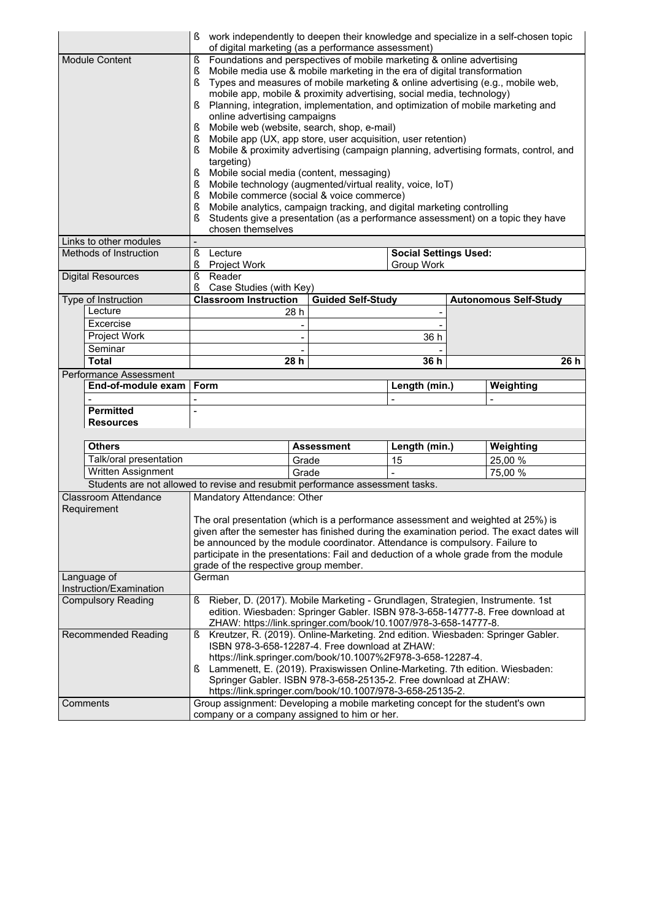| | |
|---|---|
| | ß work independently to deepen their knowledge and specialize in a self-chosen topic of digital marketing (as a performance assessment) |
| Module Content | ß Foundations and perspectives of mobile marketing & online advertising<br>ß Mobile media use & mobile marketing in the era of digital transformation<br>ß Types and measures of mobile marketing & online advertising (e.g., mobile web, mobile app, mobile & proximity advertising, social media, technology)<br>ß Planning, integration, implementation, and optimization of mobile marketing and online advertising campaigns<br>ß Mobile web (website, search, shop, e-mail)<br>ß Mobile app (UX, app store, user acquisition, user retention)<br>ß Mobile & proximity advertising (campaign planning, advertising formats, control, and targeting)<br>ß Mobile social media (content, messaging)<br>ß Mobile technology (augmented/virtual reality, voice, IoT)<br>ß Mobile commerce (social & voice commerce)<br>ß Mobile analytics, campaign tracking, and digital marketing controlling<br>ß Students give a presentation (as a performance assessment) on a topic they have chosen themselves |
| Links to other modules | - |
| Methods of Instruction | ß Lecture<br>ß Project Work<br>**Social Settings Used:** Group Work |
| Digital Resources | ß Reader<br>ß Case Studies (with Key) |

| Type of Instruction | Classroom Instruction | Guided Self-Study | Autonomous Self-Study |
|---|---|---|---|
| Lecture | 28 h | - | |
| Excercise | - | - | |
| Project Work | - | 36 h | |
| Seminar | - | - | |
| **Total** | **28 h** | **36 h** | **26 h** |

**Performance Assessment**

| End-of-module exam | Form | Length (min.) | Weighting |
|---|---|---|---|
| - | - | - | - |
| **Permitted Resources** | - | | |

| Others | Assessment | Length (min.) | Weighting |
|---|---|---|---|
| Talk/oral presentation | Grade | 15 | 25,00 % |
| Written Assignment | Grade | - | 75,00 % |

Students are not allowed to revise and resubmit performance assessment tasks.

| | |
|---|---|
| Classroom Attendance Requirement | Mandatory Attendance: Other<br><br>The oral presentation (which is a performance assessment and weighted at 25%) is given after the semester has finished during the examination period. The exact dates will be announced by the module coordinator. Attendance is compulsory. Failure to participate in the presentations: Fail and deduction of a whole grade from the module grade of the respective group member. |
| Language of Instruction/Examination | German |
| Compulsory Reading | ß Rieber, D. (2017). Mobile Marketing - Grundlagen, Strategien, Instrumente. 1st edition. Wiesbaden: Springer Gabler. ISBN 978-3-658-14777-8. Free download at ZHAW: https://link.springer.com/book/10.1007/978-3-658-14777-8. |
| Recommended Reading | ß Kreutzer, R. (2019). Online-Marketing. 2nd edition. Wiesbaden: Springer Gabler. ISBN 978-3-658-12287-4. Free download at ZHAW: https://link.springer.com/book/10.1007%2F978-3-658-12287-4.<br>ß Lammenett, E. (2019). Praxiswissen Online-Marketing. 7th edition. Wiesbaden: Springer Gabler. ISBN 978-3-658-25135-2. Free download at ZHAW: https://link.springer.com/book/10.1007/978-3-658-25135-2. |
| Comments | Group assignment: Developing a mobile marketing concept for the student's own company or a company assigned to him or her. |